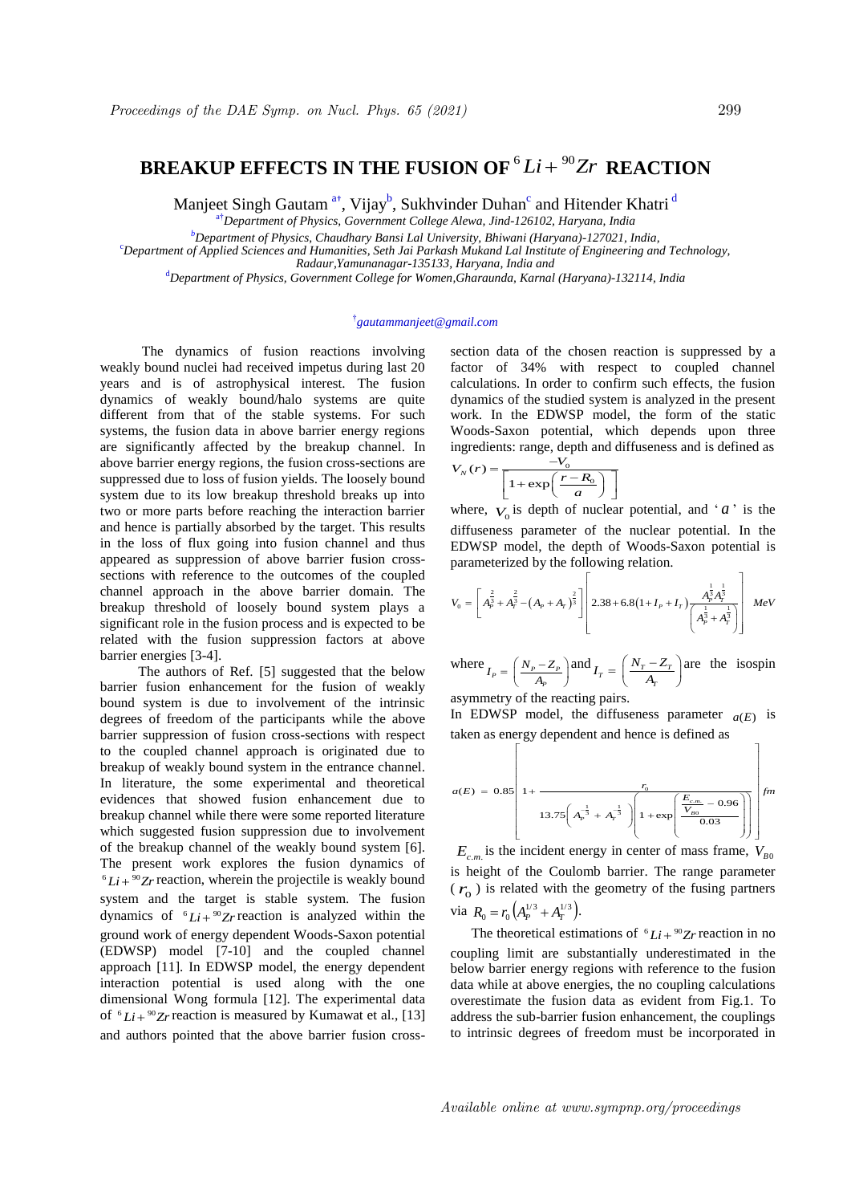# BREAKUP EFFECTS IN THE FUSION OF $^{6}Li + ^{90}Zr$ REACTION

Manjeet Singh Gautam [a†], Vijay[b], Sukhvinder Duhan[c] and Hitender Khatri [d]

[a†]*Department of Physics, Government College Alewa, Jind-126102, Haryana, India*

[b]*Department of Physics, Chaudhary Bansi Lal University, Bhiwani (Haryana)-127021, India,*

[c]*Department of Applied Sciences and Humanities, Seth Jai Parkash Mukand Lal Institute of Engineering and Technology, Radaur,Yamunanagar-135133, Haryana, India and*

[d]*Department of Physics, Government College for Women,Gharaunda, Karnal (Haryana)-132114, India*

[†]*gautammanjeet@gmail.com*

The dynamics of fusion reactions involving weakly bound nuclei had received impetus during last 20 years and is of astrophysical interest. The fusion dynamics of weakly bound/halo systems are quite different from that of the stable systems. For such systems, the fusion data in above barrier energy regions are significantly affected by the breakup channel. In above barrier energy regions, the fusion cross-sections are suppressed due to loss of fusion yields. The loosely bound system due to its low breakup threshold breaks up into two or more parts before reaching the interaction barrier and hence is partially absorbed by the target. This results in the loss of flux going into fusion channel and thus appeared as suppression of above barrier fusion cross-sections with reference to the outcomes of the coupled channel approach in the above barrier domain. The breakup threshold of loosely bound system plays a significant role in the fusion process and is expected to be related with the fusion suppression factors at above barrier energies [3-4].

The authors of Ref. [5] suggested that the below barrier fusion enhancement for the fusion of weakly bound system is due to involvement of the intrinsic degrees of freedom of the participants while the above barrier suppression of fusion cross-sections with respect to the coupled channel approach is originated due to breakup of weakly bound system in the entrance channel. In literature, the some experimental and theoretical evidences that showed fusion enhancement due to breakup channel while there were some reported literature which suggested fusion suppression due to involvement of the breakup channel of the weakly bound system [6]. The present work explores the fusion dynamics of $^{6}Li + ^{90}Zr$ reaction, wherein the projectile is weakly bound system and the target is stable system. The fusion dynamics of $^{6}Li + ^{90}Zr$ reaction is analyzed within the ground work of energy dependent Woods-Saxon potential (EDWSP) model [7-10] and the coupled channel approach [11]. In EDWSP model, the energy dependent interaction potential is used along with the one dimensional Wong formula [12]. The experimental data of $^{6}Li + ^{90}Zr$ reaction is measured by Kumawat et al., [13] and authors pointed that the above barrier fusion cross-section data of the chosen reaction is suppressed by a factor of 34% with respect to coupled channel calculations. In order to confirm such effects, the fusion dynamics of the studied system is analyzed in the present work. In the EDWSP model, the form of the static Woods-Saxon potential, which depends upon three ingredients: range, depth and diffuseness and is defined as

$$V_N(r) = \frac{-V_0}{\left[1+\exp\left(\frac{r-R_0}{a}\right)\right]}$$

where, $V_0$ is depth of nuclear potential, and '$a$' is the diffuseness parameter of the nuclear potential. In the EDWSP model, the depth of Woods-Saxon potential is parameterized by the following relation.

$$V_0 = \left[A_P^{\frac{2}{3}} + A_T^{\frac{2}{3}} - \left(A_P + A_T\right)^{\frac{2}{3}}\right]\left[2.38 + 6.8\left(1 + I_P + I_T\right)\frac{A_P^{\frac{1}{3}} A_T^{\frac{1}{3}}}{\left(A_P^{\frac{1}{3}} + A_T^{\frac{1}{3}}\right)}\right] \ MeV$$

where $I_P = \left(\frac{N_P - Z_P}{A_P}\right)$ and $I_T = \left(\frac{N_T - Z_T}{A_T}\right)$ are the isospin asymmetry of the reacting pairs.

In EDWSP model, the diffuseness parameter $a(E)$ is taken as energy dependent and hence is defined as

$$a(E) = 0.85\left[1 + \frac{r_0}{13.75\left(A_P^{\frac{1}{3}} + A_T^{\frac{1}{3}}\right)\left(1+\exp\left(\frac{\frac{E_{c.m.}}{V_{B0}} - 0.96}{0.03}\right)\right)}\right] fm$$

$E_{c.m.}$ is the incident energy in center of mass frame, $V_{B0}$ is height of the Coulomb barrier. The range parameter ($r_0$) is related with the geometry of the fusing partners via $R_0 = r_0\left(A_P^{1/3} + A_T^{1/3}\right)$.

The theoretical estimations of $^{6}Li + ^{90}Zr$ reaction in no coupling limit are substantially underestimated in the below barrier energy regions with reference to the fusion data while at above energies, the no coupling calculations overestimate the fusion data as evident from Fig.1. To address the sub-barrier fusion enhancement, the couplings to intrinsic degrees of freedom must be incorporated in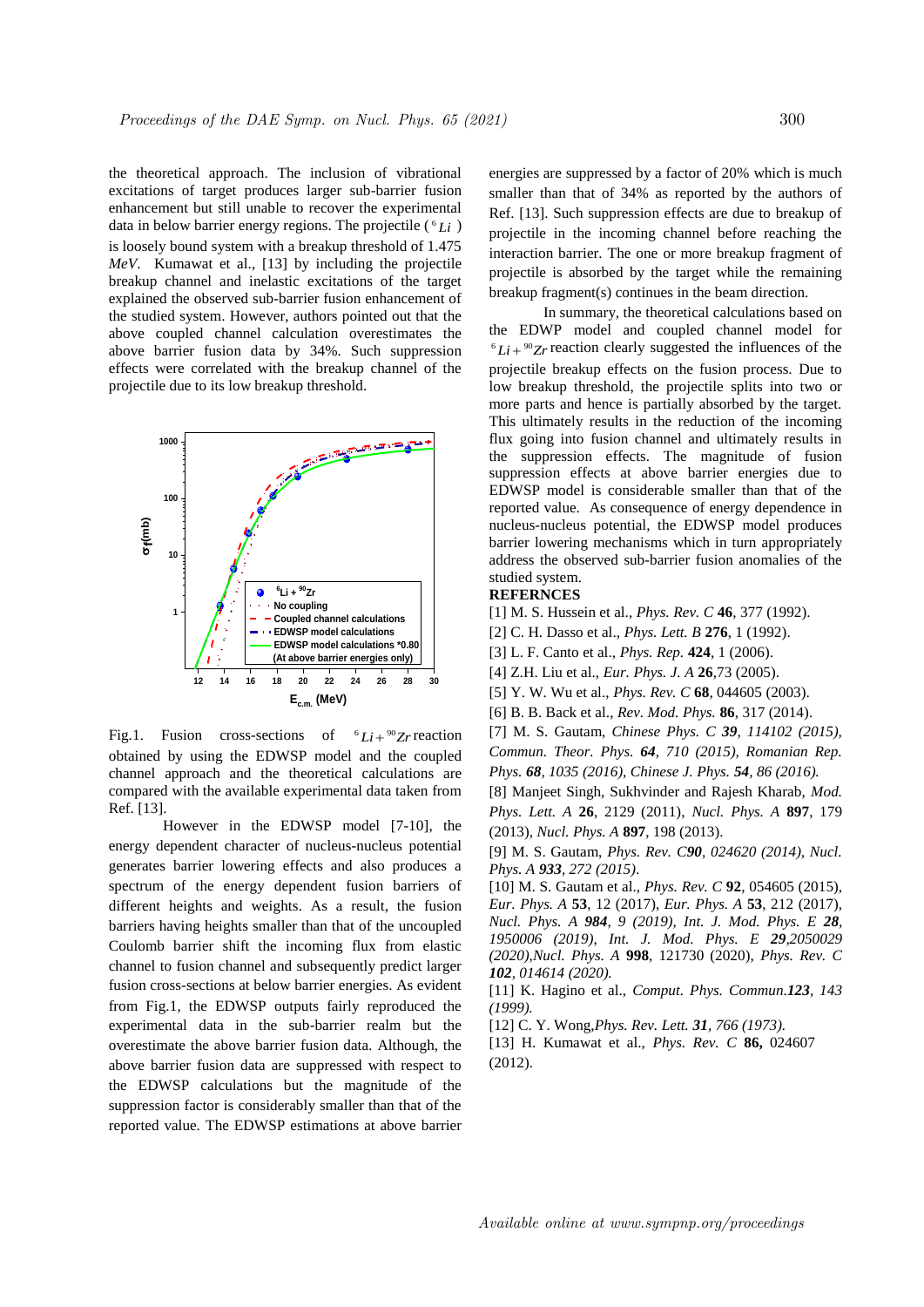the theoretical approach. The inclusion of vibrational excitations of target produces larger sub-barrier fusion enhancement but still unable to recover the experimental data in below barrier energy regions. The projectile ($^{6}Li$) is loosely bound system with a breakup threshold of 1.475 *MeV*. Kumawat et al., [13] by including the projectile breakup channel and inelastic excitations of the target explained the observed sub-barrier fusion enhancement of the studied system. However, authors pointed out that the above coupled channel calculation overestimates the above barrier fusion data by 34%. Such suppression effects were correlated with the breakup channel of the projectile due to its low breakup threshold.

1000
100
10
1
$\sigma_f$(mb)
12 14 16 18 20 22 24 26 28 30
$E_{c.m.}$ (MeV)
$^{6}Li + ^{90}Zr$
No coupling
Coupled channel calculations
EDWSP model calculations
EDWSP model calculations *0.80
(At above barrier energies only)

Fig.1. Fusion cross-sections of $^{6}Li+^{90}Zr$ reaction obtained by using the EDWSP model and the coupled channel approach and the theoretical calculations are compared with the available experimental data taken from Ref. [13].

However in the EDWSP model [7-10], the energy dependent character of nucleus-nucleus potential generates barrier lowering effects and also produces a spectrum of the energy dependent fusion barriers of different heights and weights. As a result, the fusion barriers having heights smaller than that of the uncoupled Coulomb barrier shift the incoming flux from elastic channel to fusion channel and subsequently predict larger fusion cross-sections at below barrier energies. As evident from Fig.1, the EDWSP outputs fairly reproduced the experimental data in the sub-barrier realm but the overestimate the above barrier fusion data. Although, the above barrier fusion data are suppressed with respect to the EDWSP calculations but the magnitude of the suppression factor is considerably smaller than that of the reported value. The EDWSP estimations at above barrier energies are suppressed by a factor of 20% which is much smaller than that of 34% as reported by the authors of Ref. [13]. Such suppression effects are due to breakup of projectile in the incoming channel before reaching the interaction barrier. The one or more breakup fragment of projectile is absorbed by the target while the remaining breakup fragment(s) continues in the beam direction.

In summary, the theoretical calculations based on the EDWP model and coupled channel model for $^{6}Li+^{90}Zr$ reaction clearly suggested the influences of the projectile breakup effects on the fusion process. Due to low breakup threshold, the projectile splits into two or more parts and hence is partially absorbed by the target. This ultimately results in the reduction of the incoming flux going into fusion channel and ultimately results in the suppression effects. The magnitude of fusion suppression effects at above barrier energies due to EDWSP model is considerable smaller than that of the reported value. As consequence of energy dependence in nucleus-nucleus potential, the EDWSP model produces barrier lowering mechanisms which in turn appropriately address the observed sub-barrier fusion anomalies of the studied system.

**REFERNCES**

[1] M. S. Hussein et al., *Phys. Rev. C* **46**, 377 (1992).

[2] C. H. Dasso et al., *Phys. Lett. B* **276**, 1 (1992).

[3] L. F. Canto et al., *Phys. Rep.* **424**, 1 (2006).

[4] Z.H. Liu et al., *Eur. Phys. J. A* **26**,73 (2005).

[5] Y. W. Wu et al., *Phys. Rev. C* **68**, 044605 (2003).

[6] B. B. Back et al., *Rev. Mod. Phys.* **86**, 317 (2014).

[7] M. S. Gautam, *Chinese Phys. C **39**, 114102 (2015), Commun. Theor. Phys. **64**, 710 (2015), Romanian Rep. Phys. **68**, 1035 (2016), Chinese J. Phys. **54**, 86 (2016).*

[8] Manjeet Singh, Sukhvinder and Rajesh Kharab, *Mod. Phys. Lett. A* **26**, 2129 (2011), *Nucl. Phys. A* **897**, 179 (2013), *Nucl. Phys. A* **897**, 198 (2013).

[9] M. S. Gautam, *Phys. Rev. C**90**, 024620 (2014), Nucl. Phys. A **933**, 272 (2015).*

[10] M. S. Gautam et al., *Phys. Rev. C* **92**, 054605 (2015), *Eur. Phys. A* **53**, 12 (2017), *Eur. Phys. A* **53**, 212 (2017), *Nucl. Phys. A **984**, 9 (2019), Int. J. Mod. Phys. E **28**, 1950006 (2019), Int. J. Mod. Phys. E **29**,2050029 (2020),Nucl. Phys. A* **998**, 121730 (2020), *Phys. Rev. C **102**, 014614 (2020).*

[11] K. Hagino et al., *Comput. Phys. Commun.**123**, 143 (1999).*

[12] C. Y. Wong,*Phys. Rev. Lett. **31**, 766 (1973).*

[13] H. Kumawat et al., *Phys. Rev. C* **86,** 024607 (2012).